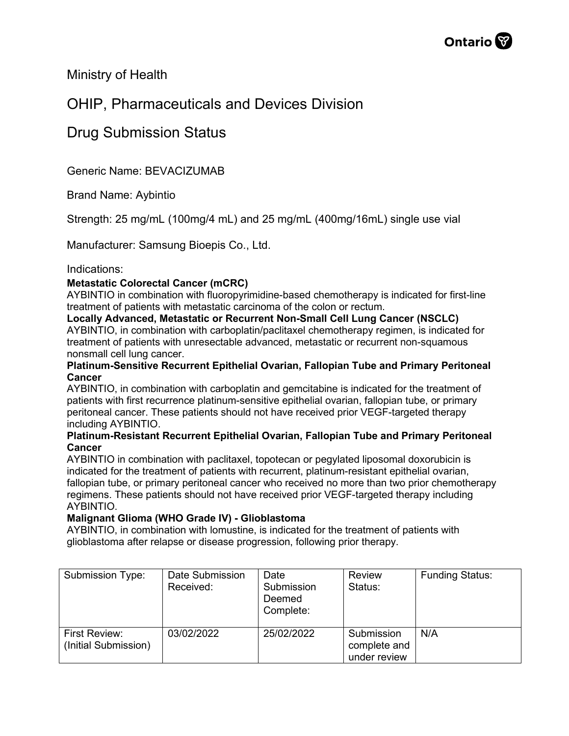Ministry of Health

# OHIP, Pharmaceuticals and Devices Division

# Drug Submission Status

Generic Name: BEVACIZUMAB

Brand Name: Aybintio

Strength: 25 mg/mL (100mg/4 mL) and 25 mg/mL (400mg/16mL) single use vial

Manufacturer: Samsung Bioepis Co., Ltd.

Indications:

**Metastatic Colorectal Cancer (mCRC)**
AYBINTIO in combination with fluoropyrimidine-based chemotherapy is indicated for first-line treatment of patients with metastatic carcinoma of the colon or rectum.

**Locally Advanced, Metastatic or Recurrent Non-Small Cell Lung Cancer (NSCLC)**
AYBINTIO, in combination with carboplatin/paclitaxel chemotherapy regimen, is indicated for treatment of patients with unresectable advanced, metastatic or recurrent non-squamous nonsmall cell lung cancer.

**Platinum-Sensitive Recurrent Epithelial Ovarian, Fallopian Tube and Primary Peritoneal Cancer**
AYBINTIO, in combination with carboplatin and gemcitabine is indicated for the treatment of patients with first recurrence platinum-sensitive epithelial ovarian, fallopian tube, or primary peritoneal cancer. These patients should not have received prior VEGF-targeted therapy including AYBINTIO.

**Platinum-Resistant Recurrent Epithelial Ovarian, Fallopian Tube and Primary Peritoneal Cancer**
AYBINTIO in combination with paclitaxel, topotecan or pegylated liposomal doxorubicin is indicated for the treatment of patients with recurrent, platinum-resistant epithelial ovarian, fallopian tube, or primary peritoneal cancer who received no more than two prior chemotherapy regimens. These patients should not have received prior VEGF-targeted therapy including AYBINTIO.

**Malignant Glioma (WHO Grade IV) - Glioblastoma**
AYBINTIO, in combination with lomustine, is indicated for the treatment of patients with glioblastoma after relapse or disease progression, following prior therapy.

| Submission Type: | Date Submission Received: | Date Submission Deemed Complete: | Review Status: | Funding Status: |
|---|---|---|---|---|
| First Review: (Initial Submission) | 03/02/2022 | 25/02/2022 | Submission complete and under review | N/A |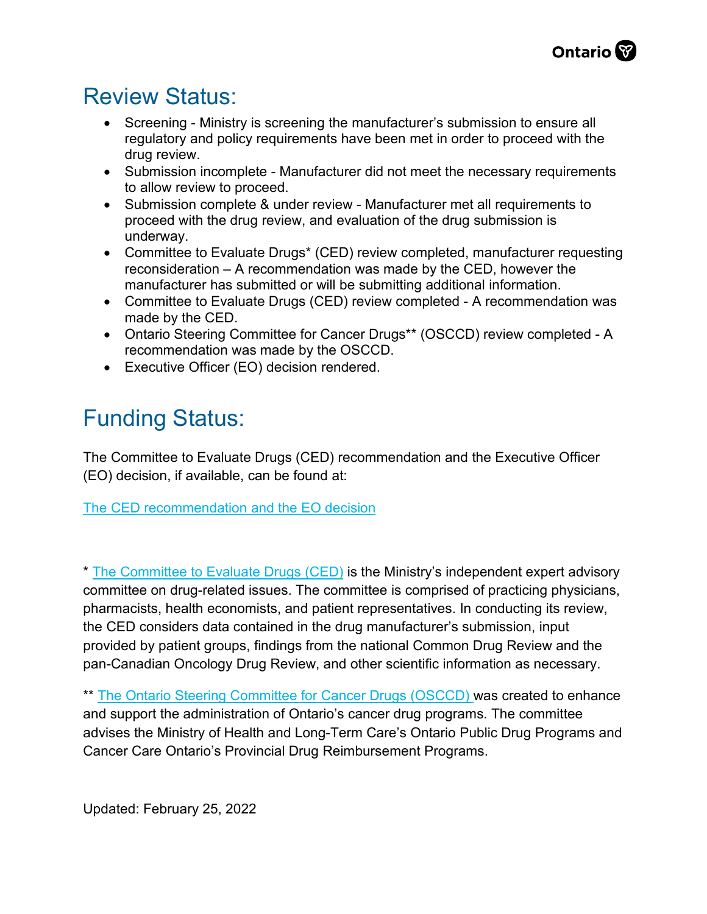## Review Status:

- Screening - Ministry is screening the manufacturer's submission to ensure all regulatory and policy requirements have been met in order to proceed with the drug review.
- Submission incomplete - Manufacturer did not meet the necessary requirements to allow review to proceed.
- Submission complete & under review - Manufacturer met all requirements to proceed with the drug review, and evaluation of the drug submission is underway.
- Committee to Evaluate Drugs* (CED) review completed, manufacturer requesting reconsideration – A recommendation was made by the CED, however the manufacturer has submitted or will be submitting additional information.
- Committee to Evaluate Drugs (CED) review completed - A recommendation was made by the CED.
- Ontario Steering Committee for Cancer Drugs** (OSCCD) review completed - A recommendation was made by the OSCCD.
- Executive Officer (EO) decision rendered.

## Funding Status:

The Committee to Evaluate Drugs (CED) recommendation and the Executive Officer (EO) decision, if available, can be found at:

The CED recommendation and the EO decision

* The Committee to Evaluate Drugs (CED) is the Ministry's independent expert advisory committee on drug-related issues. The committee is comprised of practicing physicians, pharmacists, health economists, and patient representatives. In conducting its review, the CED considers data contained in the drug manufacturer's submission, input provided by patient groups, findings from the national Common Drug Review and the pan-Canadian Oncology Drug Review, and other scientific information as necessary.

** The Ontario Steering Committee for Cancer Drugs (OSCCD) was created to enhance and support the administration of Ontario's cancer drug programs. The committee advises the Ministry of Health and Long-Term Care's Ontario Public Drug Programs and Cancer Care Ontario's Provincial Drug Reimbursement Programs.

Updated: February 25, 2022